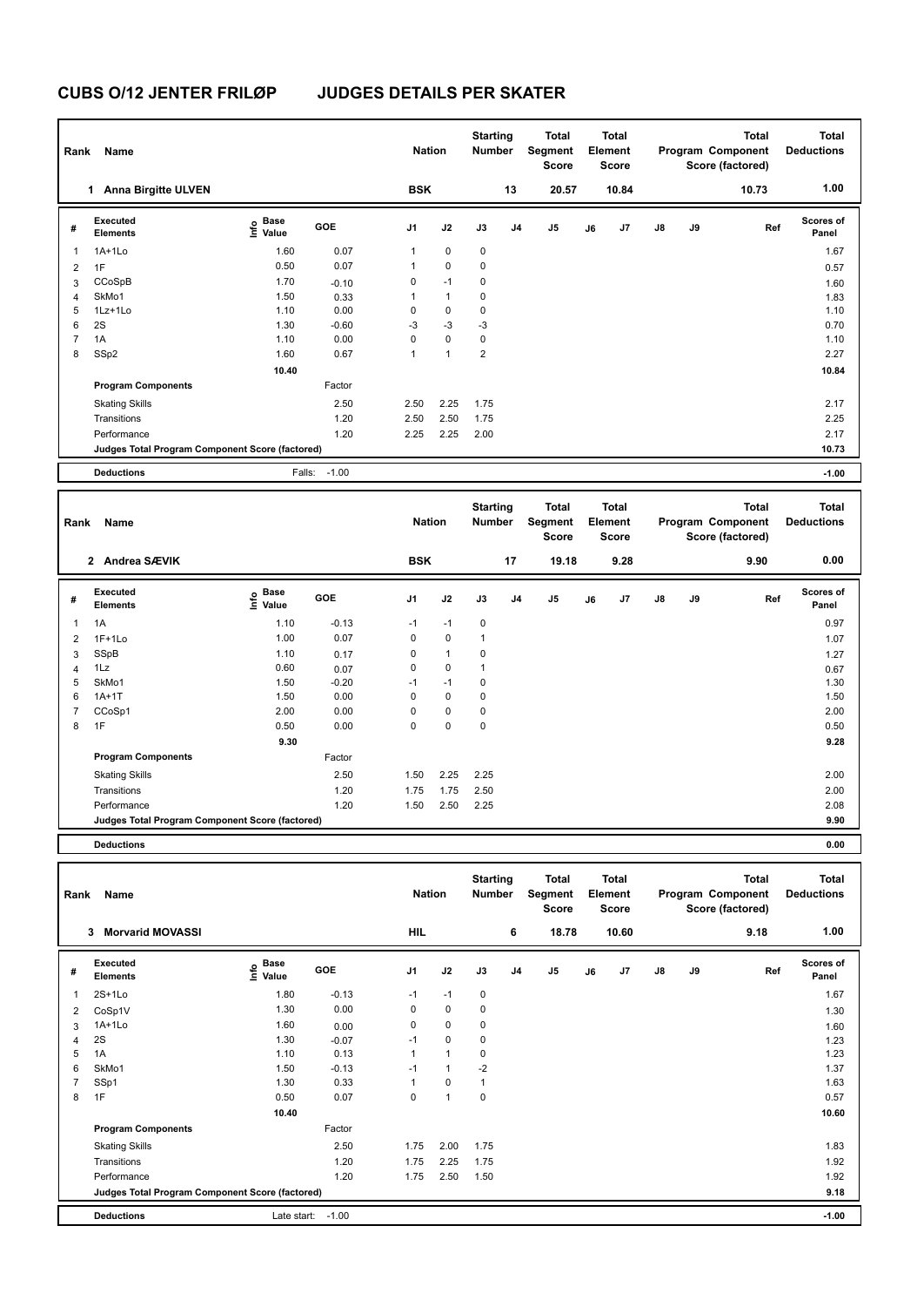# CUBS O/12 JENTER FRILØP JUDGES DETAILS PER SKATER

| Rank | Name | Nation | Starting Number | Total Segment Score | Total Element Score | Total Program Component Score (factored) | Total Deductions |
|---|---|---|---|---|---|---|---|
| 1 | Anna Birgitte ULVEN | BSK | 13 | 20.57 | 10.84 | 10.73 | 1.00 |

| # | Executed Elements | Info | Base Value | GOE | J1 | J2 | J3 | J4 | J5 | J6 | J7 | J8 | J9 | Ref | Scores of Panel |
|---|---|---|---|---|---|---|---|---|---|---|---|---|---|---|---|
| 1 | 1A+1Lo | | 1.60 | 0.07 | 1 | 0 | 0 | | | | | | | | 1.67 |
| 2 | 1F | | 0.50 | 0.07 | 1 | 0 | 0 | | | | | | | | 0.57 |
| 3 | CCoSpB | | 1.70 | -0.10 | 0 | -1 | 0 | | | | | | | | 1.60 |
| 4 | SkMo1 | | 1.50 | 0.33 | 1 | 1 | 0 | | | | | | | | 1.83 |
| 5 | 1Lz+1Lo | | 1.10 | 0.00 | 0 | 0 | 0 | | | | | | | | 1.10 |
| 6 | 2S | | 1.30 | -0.60 | -3 | -3 | -3 | | | | | | | | 0.70 |
| 7 | 1A | | 1.10 | 0.00 | 0 | 0 | 0 | | | | | | | | 1.10 |
| 8 | SSp2 | | 1.60 | 0.67 | 1 | 1 | 2 | | | | | | | | 2.27 |
| | | | 10.40 | | | | | | | | | | | | 10.84 |
| | **Program Components** | | | Factor | | | | | | | | | | | |
| | Skating Skills | | | 2.50 | 2.50 | 2.25 | 1.75 | | | | | | | | 2.17 |
| | Transitions | | | 1.20 | 2.50 | 2.50 | 1.75 | | | | | | | | 2.25 |
| | Performance | | | 1.20 | 2.25 | 2.25 | 2.00 | | | | | | | | 2.17 |
| | **Judges Total Program Component Score (factored)** | | | | | | | | | | | | | | 10.73 |
| | **Deductions** | | Falls: | -1.00 | | | | | | | | | | | -1.00 |

| Rank | Name | Nation | Starting Number | Total Segment Score | Total Element Score | Total Program Component Score (factored) | Total Deductions |
|---|---|---|---|---|---|---|---|
| 2 | Andrea SÆVIK | BSK | 17 | 19.18 | 9.28 | 9.90 | 0.00 |

| # | Executed Elements | Info | Base Value | GOE | J1 | J2 | J3 | J4 | J5 | J6 | J7 | J8 | J9 | Ref | Scores of Panel |
|---|---|---|---|---|---|---|---|---|---|---|---|---|---|---|---|
| 1 | 1A | | 1.10 | -0.13 | -1 | -1 | 0 | | | | | | | | 0.97 |
| 2 | 1F+1Lo | | 1.00 | 0.07 | 0 | 0 | 1 | | | | | | | | 1.07 |
| 3 | SSpB | | 1.10 | 0.17 | 0 | 1 | 0 | | | | | | | | 1.27 |
| 4 | 1Lz | | 0.60 | 0.07 | 0 | 0 | 1 | | | | | | | | 0.67 |
| 5 | SkMo1 | | 1.50 | -0.20 | -1 | -1 | 0 | | | | | | | | 1.30 |
| 6 | 1A+1T | | 1.50 | 0.00 | 0 | 0 | 0 | | | | | | | | 1.50 |
| 7 | CCoSp1 | | 2.00 | 0.00 | 0 | 0 | 0 | | | | | | | | 2.00 |
| 8 | 1F | | 0.50 | 0.00 | 0 | 0 | 0 | | | | | | | | 0.50 |
| | | | 9.30 | | | | | | | | | | | | 9.28 |
| | **Program Components** | | | Factor | | | | | | | | | | | |
| | Skating Skills | | | 2.50 | 1.50 | 2.25 | 2.25 | | | | | | | | 2.00 |
| | Transitions | | | 1.20 | 1.75 | 1.75 | 2.50 | | | | | | | | 2.00 |
| | Performance | | | 1.20 | 1.50 | 2.50 | 2.25 | | | | | | | | 2.08 |
| | **Judges Total Program Component Score (factored)** | | | | | | | | | | | | | | 9.90 |
| | **Deductions** | | | | | | | | | | | | | | 0.00 |

| Rank | Name | Nation | Starting Number | Total Segment Score | Total Element Score | Total Program Component Score (factored) | Total Deductions |
|---|---|---|---|---|---|---|---|
| 3 | Morvarid MOVASSI | HIL | 6 | 18.78 | 10.60 | 9.18 | 1.00 |

| # | Executed Elements | Info | Base Value | GOE | J1 | J2 | J3 | J4 | J5 | J6 | J7 | J8 | J9 | Ref | Scores of Panel |
|---|---|---|---|---|---|---|---|---|---|---|---|---|---|---|---|
| 1 | 2S+1Lo | | 1.80 | -0.13 | -1 | -1 | 0 | | | | | | | | 1.67 |
| 2 | CoSp1V | | 1.30 | 0.00 | 0 | 0 | 0 | | | | | | | | 1.30 |
| 3 | 1A+1Lo | | 1.60 | 0.00 | 0 | 0 | 0 | | | | | | | | 1.60 |
| 4 | 2S | | 1.30 | -0.07 | -1 | 0 | 0 | | | | | | | | 1.23 |
| 5 | 1A | | 1.10 | 0.13 | 1 | 1 | 0 | | | | | | | | 1.23 |
| 6 | SkMo1 | | 1.50 | -0.13 | -1 | 1 | -2 | | | | | | | | 1.37 |
| 7 | SSp1 | | 1.30 | 0.33 | 1 | 0 | 1 | | | | | | | | 1.63 |
| 8 | 1F | | 0.50 | 0.07 | 0 | 1 | 0 | | | | | | | | 0.57 |
| | | | 10.40 | | | | | | | | | | | | 10.60 |
| | **Program Components** | | | Factor | | | | | | | | | | | |
| | Skating Skills | | | 2.50 | 1.75 | 2.00 | 1.75 | | | | | | | | 1.83 |
| | Transitions | | | 1.20 | 1.75 | 2.25 | 1.75 | | | | | | | | 1.92 |
| | Performance | | | 1.20 | 1.75 | 2.50 | 1.50 | | | | | | | | 1.92 |
| | **Judges Total Program Component Score (factored)** | | | | | | | | | | | | | | 9.18 |
| | **Deductions** | | Late start: | -1.00 | | | | | | | | | | | -1.00 |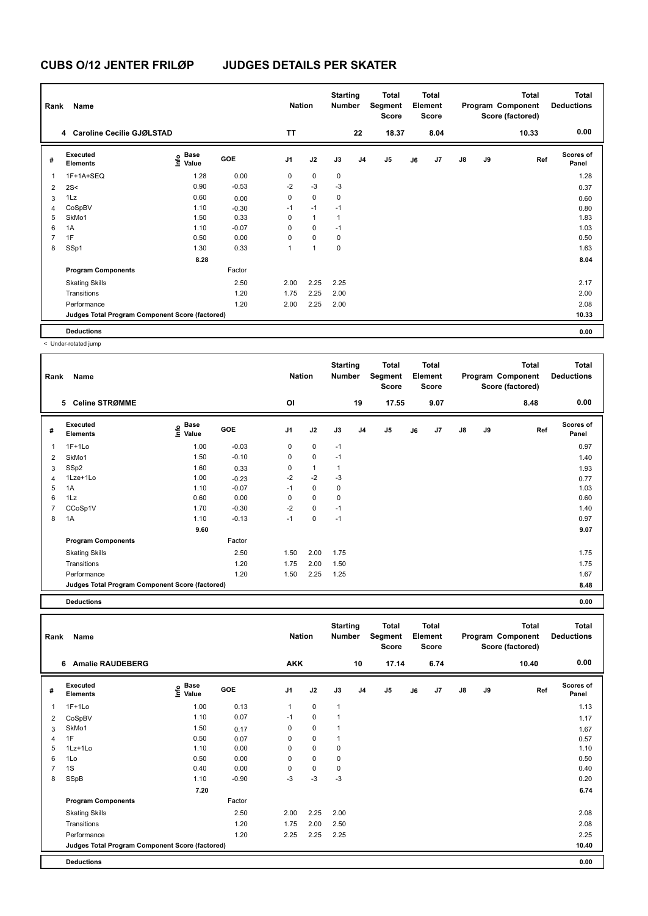# CUBS O/12 JENTER FRILØP JUDGES DETAILS PER SKATER

| Rank | Name | Nation | Starting Number | Total Segment Score | Total Element Score | Total Program Component Score (factored) | Total Deductions |
|---|---|---|---|---|---|---|---|
| 4 | Caroline Cecilie GJØLSTAD | TT | 22 | 18.37 | 8.04 | 10.33 | 0.00 |

| # | Executed Elements | Info | Base Value | GOE | J1 | J2 | J3 | J4 | J5 | J6 | J7 | J8 | J9 | Ref | Scores of Panel |
|---|---|---|---|---|---|---|---|---|---|---|---|---|---|---|---|
| 1 | 1F+1A+SEQ | | 1.28 | 0.00 | 0 | 0 | 0 | | | | | | | | 1.28 |
| 2 | 2S< | < | 0.90 | -0.53 | -2 | -3 | -3 | | | | | | | | 0.37 |
| 3 | 1Lz | | 0.60 | 0.00 | 0 | 0 | 0 | | | | | | | | 0.60 |
| 4 | CoSpBV | | 1.10 | -0.30 | -1 | -1 | -1 | | | | | | | | 0.80 |
| 5 | SkMo1 | | 1.50 | 0.33 | 0 | 1 | 1 | | | | | | | | 1.83 |
| 6 | 1A | | 1.10 | -0.07 | 0 | 0 | -1 | | | | | | | | 1.03 |
| 7 | 1F | | 0.50 | 0.00 | 0 | 0 | 0 | | | | | | | | 0.50 |
| 8 | SSp1 | | 1.30 | 0.33 | 1 | 1 | 0 | | | | | | | | 1.63 |
| | | | 8.28 | | | | | | | | | | | | 8.04 |
| | **Program Components** | | | Factor | | | | | | | | | | | |
| | Skating Skills | | | 2.50 | 2.00 | 2.25 | 2.25 | | | | | | | | 2.17 |
| | Transitions | | | 1.20 | 1.75 | 2.25 | 2.00 | | | | | | | | 2.00 |
| | Performance | | | 1.20 | 2.00 | 2.25 | 2.00 | | | | | | | | 2.08 |
| | Judges Total Program Component Score (factored) | | | | | | | | | | | | | | 10.33 |
| | **Deductions** | | | | | | | | | | | | | | 0.00 |

< Under-rotated jump

| Rank | Name | Nation | Starting Number | Total Segment Score | Total Element Score | Total Program Component Score (factored) | Total Deductions |
|---|---|---|---|---|---|---|---|
| 5 | Celine STRØMME | OI | 19 | 17.55 | 9.07 | 8.48 | 0.00 |

| # | Executed Elements | Info | Base Value | GOE | J1 | J2 | J3 | J4 | J5 | J6 | J7 | J8 | J9 | Ref | Scores of Panel |
|---|---|---|---|---|---|---|---|---|---|---|---|---|---|---|---|
| 1 | 1F+1Lo | | 1.00 | -0.03 | 0 | 0 | -1 | | | | | | | | 0.97 |
| 2 | SkMo1 | | 1.50 | -0.10 | 0 | 0 | -1 | | | | | | | | 1.40 |
| 3 | SSp2 | | 1.60 | 0.33 | 0 | 1 | 1 | | | | | | | | 1.93 |
| 4 | 1Lze+1Lo | | 1.00 | -0.23 | -2 | -2 | -3 | | | | | | | | 0.77 |
| 5 | 1A | | 1.10 | -0.07 | -1 | 0 | 0 | | | | | | | | 1.03 |
| 6 | 1Lz | | 0.60 | 0.00 | 0 | 0 | 0 | | | | | | | | 0.60 |
| 7 | CCoSp1V | | 1.70 | -0.30 | -2 | 0 | -1 | | | | | | | | 1.40 |
| 8 | 1A | | 1.10 | -0.13 | -1 | 0 | -1 | | | | | | | | 0.97 |
| | | | 9.60 | | | | | | | | | | | | 9.07 |
| | **Program Components** | | | Factor | | | | | | | | | | | |
| | Skating Skills | | | 2.50 | 1.50 | 2.00 | 1.75 | | | | | | | | 1.75 |
| | Transitions | | | 1.20 | 1.75 | 2.00 | 1.50 | | | | | | | | 1.75 |
| | Performance | | | 1.20 | 1.50 | 2.25 | 1.25 | | | | | | | | 1.67 |
| | Judges Total Program Component Score (factored) | | | | | | | | | | | | | | 8.48 |
| | **Deductions** | | | | | | | | | | | | | | 0.00 |

| Rank | Name | Nation | Starting Number | Total Segment Score | Total Element Score | Total Program Component Score (factored) | Total Deductions |
|---|---|---|---|---|---|---|---|
| 6 | Amalie RAUDEBERG | AKK | 10 | 17.14 | 6.74 | 10.40 | 0.00 |

| # | Executed Elements | Info | Base Value | GOE | J1 | J2 | J3 | J4 | J5 | J6 | J7 | J8 | J9 | Ref | Scores of Panel |
|---|---|---|---|---|---|---|---|---|---|---|---|---|---|---|---|
| 1 | 1F+1Lo | | 1.00 | 0.13 | 1 | 0 | 1 | | | | | | | | 1.13 |
| 2 | CoSpBV | | 1.10 | 0.07 | -1 | 0 | 1 | | | | | | | | 1.17 |
| 3 | SkMo1 | | 1.50 | 0.17 | 0 | 0 | 1 | | | | | | | | 1.67 |
| 4 | 1F | | 0.50 | 0.07 | 0 | 0 | 1 | | | | | | | | 0.57 |
| 5 | 1Lz+1Lo | | 1.10 | 0.00 | 0 | 0 | 0 | | | | | | | | 1.10 |
| 6 | 1Lo | | 0.50 | 0.00 | 0 | 0 | 0 | | | | | | | | 0.50 |
| 7 | 1S | | 0.40 | 0.00 | 0 | 0 | 0 | | | | | | | | 0.40 |
| 8 | SSpB | | 1.10 | -0.90 | -3 | -3 | -3 | | | | | | | | 0.20 |
| | | | 7.20 | | | | | | | | | | | | 6.74 |
| | **Program Components** | | | Factor | | | | | | | | | | | |
| | Skating Skills | | | 2.50 | 2.00 | 2.25 | 2.00 | | | | | | | | 2.08 |
| | Transitions | | | 1.20 | 1.75 | 2.00 | 2.50 | | | | | | | | 2.08 |
| | Performance | | | 1.20 | 2.25 | 2.25 | 2.25 | | | | | | | | 2.25 |
| | Judges Total Program Component Score (factored) | | | | | | | | | | | | | | 10.40 |
| | **Deductions** | | | | | | | | | | | | | | 0.00 |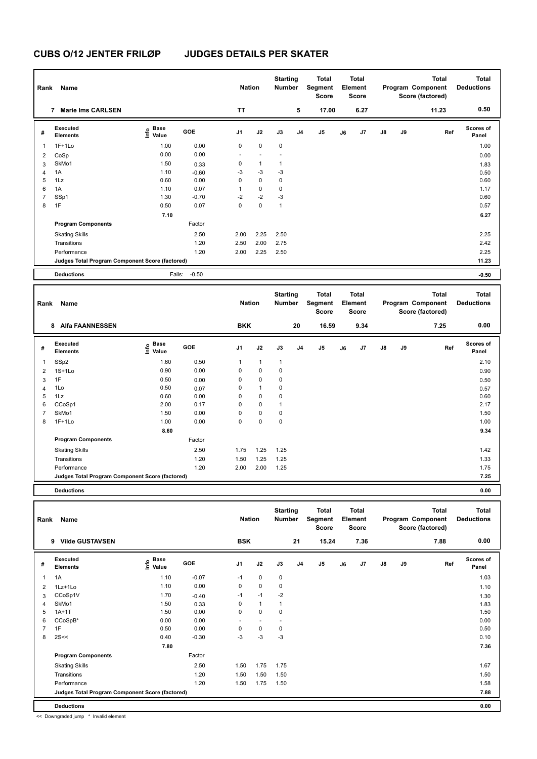# CUBS O/12 JENTER FRILØP JUDGES DETAILS PER SKATER

| Rank | Name | Nation | Starting Number | Total Segment Score | Total Element Score | Total Program Component Score (factored) | Total Deductions |
|---|---|---|---|---|---|---|---|
| 7 | Marie Ims CARLSEN | TT | 5 | 17.00 | 6.27 | 11.23 | 0.50 |

| # | Executed Elements | Info | Base Value | GOE | J1 | J2 | J3 | J4 | J5 | J6 | J7 | J8 | J9 | Ref | Scores of Panel |
|---|---|---|---|---|---|---|---|---|---|---|---|---|---|---|---|
| 1 | 1F+1Lo | | 1.00 | 0.00 | 0 | 0 | 0 | | | | | | | | 1.00 |
| 2 | CoSp | | 0.00 | 0.00 | - | - | - | | | | | | | | 0.00 |
| 3 | SkMo1 | | 1.50 | 0.33 | 0 | 1 | 1 | | | | | | | | 1.83 |
| 4 | 1A | | 1.10 | -0.60 | -3 | -3 | -3 | | | | | | | | 0.50 |
| 5 | 1Lz | | 0.60 | 0.00 | 0 | 0 | 0 | | | | | | | | 0.60 |
| 6 | 1A | | 1.10 | 0.07 | 1 | 0 | 0 | | | | | | | | 1.17 |
| 7 | SSp1 | | 1.30 | -0.70 | -2 | -2 | -3 | | | | | | | | 0.60 |
| 8 | 1F | | 0.50 | 0.07 | 0 | 0 | 1 | | | | | | | | 0.57 |
| | | | 7.10 | | | | | | | | | | | | 6.27 |
| | **Program Components** | | | Factor | | | | | | | | | | | |
| | Skating Skills | | | 2.50 | 2.00 | 2.25 | 2.50 | | | | | | | | 2.25 |
| | Transitions | | | 1.20 | 2.50 | 2.00 | 2.75 | | | | | | | | 2.42 |
| | Performance | | | 1.20 | 2.00 | 2.25 | 2.50 | | | | | | | | 2.25 |
| | **Judges Total Program Component Score (factored)** | | | | | | | | | | | | | | 11.23 |
| | **Deductions** | | | Falls: -0.50 | | | | | | | | | | | -0.50 |

| Rank | Name | Nation | Starting Number | Total Segment Score | Total Element Score | Total Program Component Score (factored) | Total Deductions |
|---|---|---|---|---|---|---|---|
| 8 | Alfa FAANNESSEN | BKK | 20 | 16.59 | 9.34 | 7.25 | 0.00 |

| # | Executed Elements | Info | Base Value | GOE | J1 | J2 | J3 | J4 | J5 | J6 | J7 | J8 | J9 | Ref | Scores of Panel |
|---|---|---|---|---|---|---|---|---|---|---|---|---|---|---|---|
| 1 | SSp2 | | 1.60 | 0.50 | 1 | 1 | 1 | | | | | | | | 2.10 |
| 2 | 1S+1Lo | | 0.90 | 0.00 | 0 | 0 | 0 | | | | | | | | 0.90 |
| 3 | 1F | | 0.50 | 0.00 | 0 | 0 | 0 | | | | | | | | 0.50 |
| 4 | 1Lo | | 0.50 | 0.07 | 0 | 1 | 0 | | | | | | | | 0.57 |
| 5 | 1Lz | | 0.60 | 0.00 | 0 | 0 | 0 | | | | | | | | 0.60 |
| 6 | CCoSp1 | | 2.00 | 0.17 | 0 | 0 | 1 | | | | | | | | 2.17 |
| 7 | SkMo1 | | 1.50 | 0.00 | 0 | 0 | 0 | | | | | | | | 1.50 |
| 8 | 1F+1Lo | | 1.00 | 0.00 | 0 | 0 | 0 | | | | | | | | 1.00 |
| | | | 8.60 | | | | | | | | | | | | 9.34 |
| | **Program Components** | | | Factor | | | | | | | | | | | |
| | Skating Skills | | | 2.50 | 1.75 | 1.25 | 1.25 | | | | | | | | 1.42 |
| | Transitions | | | 1.20 | 1.50 | 1.25 | 1.25 | | | | | | | | 1.33 |
| | Performance | | | 1.20 | 2.00 | 2.00 | 1.25 | | | | | | | | 1.75 |
| | **Judges Total Program Component Score (factored)** | | | | | | | | | | | | | | 7.25 |
| | **Deductions** | | | | | | | | | | | | | | 0.00 |

| Rank | Name | Nation | Starting Number | Total Segment Score | Total Element Score | Total Program Component Score (factored) | Total Deductions |
|---|---|---|---|---|---|---|---|
| 9 | Vilde GUSTAVSEN | BSK | 21 | 15.24 | 7.36 | 7.88 | 0.00 |

| # | Executed Elements | Info | Base Value | GOE | J1 | J2 | J3 | J4 | J5 | J6 | J7 | J8 | J9 | Ref | Scores of Panel |
|---|---|---|---|---|---|---|---|---|---|---|---|---|---|---|---|
| 1 | 1A | | 1.10 | -0.07 | -1 | 0 | 0 | | | | | | | | 1.03 |
| 2 | 1Lz+1Lo | | 1.10 | 0.00 | 0 | 0 | 0 | | | | | | | | 1.10 |
| 3 | CCoSp1V | | 1.70 | -0.40 | -1 | -1 | -2 | | | | | | | | 1.30 |
| 4 | SkMo1 | | 1.50 | 0.33 | 0 | 1 | 1 | | | | | | | | 1.83 |
| 5 | 1A+1T | | 1.50 | 0.00 | 0 | 0 | 0 | | | | | | | | 1.50 |
| 6 | CCoSpB* | | 0.00 | 0.00 | - | - | - | | | | | | | | 0.00 |
| 7 | 1F | | 0.50 | 0.00 | 0 | 0 | 0 | | | | | | | | 0.50 |
| 8 | 2S<< | | 0.40 | -0.30 | -3 | -3 | -3 | | | | | | | | 0.10 |
| | | | 7.80 | | | | | | | | | | | | 7.36 |
| | **Program Components** | | | Factor | | | | | | | | | | | |
| | Skating Skills | | | 2.50 | 1.50 | 1.75 | 1.75 | | | | | | | | 1.67 |
| | Transitions | | | 1.20 | 1.50 | 1.50 | 1.50 | | | | | | | | 1.50 |
| | Performance | | | 1.20 | 1.50 | 1.75 | 1.50 | | | | | | | | 1.58 |
| | **Judges Total Program Component Score (factored)** | | | | | | | | | | | | | | 7.88 |
| | **Deductions** | | | | | | | | | | | | | | 0.00 |

<< Downgraded jump * Invalid element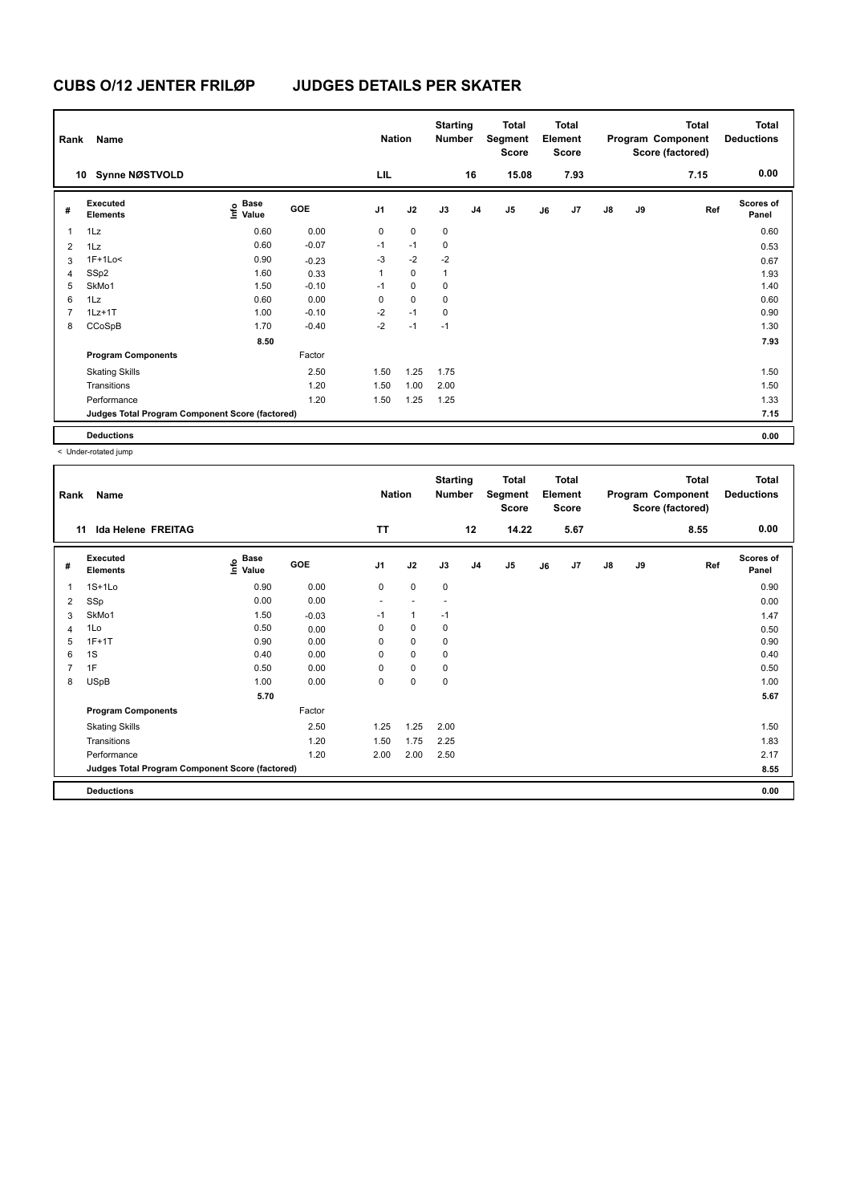# CUBS O/12 JENTER FRILØP JUDGES DETAILS PER SKATER

| Rank | Name | Nation | Starting Number | Total Segment Score | Total Element Score | Total Program Component Score (factored) | Total Deductions |
|---|---|---|---|---|---|---|---|
| 10 | Synne NØSTVOLD | LIL | 16 | 15.08 | 7.93 | 7.15 | 0.00 |

| # | Executed Elements | Info | Base Value | GOE | J1 | J2 | J3 | J4 | J5 | J6 | J7 | J8 | J9 | Ref | Scores of Panel |
|---|---|---|---|---|---|---|---|---|---|---|---|---|---|---|---|
| 1 | 1Lz | | 0.60 | 0.00 | 0 | 0 | 0 | | | | | | | | 0.60 |
| 2 | 1Lz | | 0.60 | -0.07 | -1 | -1 | 0 | | | | | | | | 0.53 |
| 3 | 1F+1Lo< | | 0.90 | -0.23 | -3 | -2 | -2 | | | | | | | | 0.67 |
| 4 | SSp2 | | 1.60 | 0.33 | 1 | 0 | 1 | | | | | | | | 1.93 |
| 5 | SkMo1 | | 1.50 | -0.10 | -1 | 0 | 0 | | | | | | | | 1.40 |
| 6 | 1Lz | | 0.60 | 0.00 | 0 | 0 | 0 | | | | | | | | 0.60 |
| 7 | 1Lz+1T | | 1.00 | -0.10 | -2 | -1 | 0 | | | | | | | | 0.90 |
| 8 | CCoSpB | | 1.70 | -0.40 | -2 | -1 | -1 | | | | | | | | 1.30 |
| | | | 8.50 | | | | | | | | | | | | 7.93 |
| | **Program Components** | | | Factor | | | | | | | | | | | |
| | Skating Skills | | | 2.50 | 1.50 | 1.25 | 1.75 | | | | | | | | 1.50 |
| | Transitions | | | 1.20 | 1.50 | 1.00 | 2.00 | | | | | | | | 1.50 |
| | Performance | | | 1.20 | 1.50 | 1.25 | 1.25 | | | | | | | | 1.33 |
| | **Judges Total Program Component Score (factored)** | | | | | | | | | | | | | | 7.15 |
| | **Deductions** | | | | | | | | | | | | | | 0.00 |

< Under-rotated jump

| Rank | Name | Nation | Starting Number | Total Segment Score | Total Element Score | Total Program Component Score (factored) | Total Deductions |
|---|---|---|---|---|---|---|---|
| 11 | Ida Helene FREITAG | TT | 12 | 14.22 | 5.67 | 8.55 | 0.00 |

| # | Executed Elements | Info | Base Value | GOE | J1 | J2 | J3 | J4 | J5 | J6 | J7 | J8 | J9 | Ref | Scores of Panel |
|---|---|---|---|---|---|---|---|---|---|---|---|---|---|---|---|
| 1 | 1S+1Lo | | 0.90 | 0.00 | 0 | 0 | 0 | | | | | | | | 0.90 |
| 2 | SSp | | 0.00 | 0.00 | - | - | - | | | | | | | | 0.00 |
| 3 | SkMo1 | | 1.50 | -0.03 | -1 | 1 | -1 | | | | | | | | 1.47 |
| 4 | 1Lo | | 0.50 | 0.00 | 0 | 0 | 0 | | | | | | | | 0.50 |
| 5 | 1F+1T | | 0.90 | 0.00 | 0 | 0 | 0 | | | | | | | | 0.90 |
| 6 | 1S | | 0.40 | 0.00 | 0 | 0 | 0 | | | | | | | | 0.40 |
| 7 | 1F | | 0.50 | 0.00 | 0 | 0 | 0 | | | | | | | | 0.50 |
| 8 | USpB | | 1.00 | 0.00 | 0 | 0 | 0 | | | | | | | | 1.00 |
| | | | 5.70 | | | | | | | | | | | | 5.67 |
| | **Program Components** | | | Factor | | | | | | | | | | | |
| | Skating Skills | | | 2.50 | 1.25 | 1.25 | 2.00 | | | | | | | | 1.50 |
| | Transitions | | | 1.20 | 1.50 | 1.75 | 2.25 | | | | | | | | 1.83 |
| | Performance | | | 1.20 | 2.00 | 2.00 | 2.50 | | | | | | | | 2.17 |
| | **Judges Total Program Component Score (factored)** | | | | | | | | | | | | | | 8.55 |
| | **Deductions** | | | | | | | | | | | | | | 0.00 |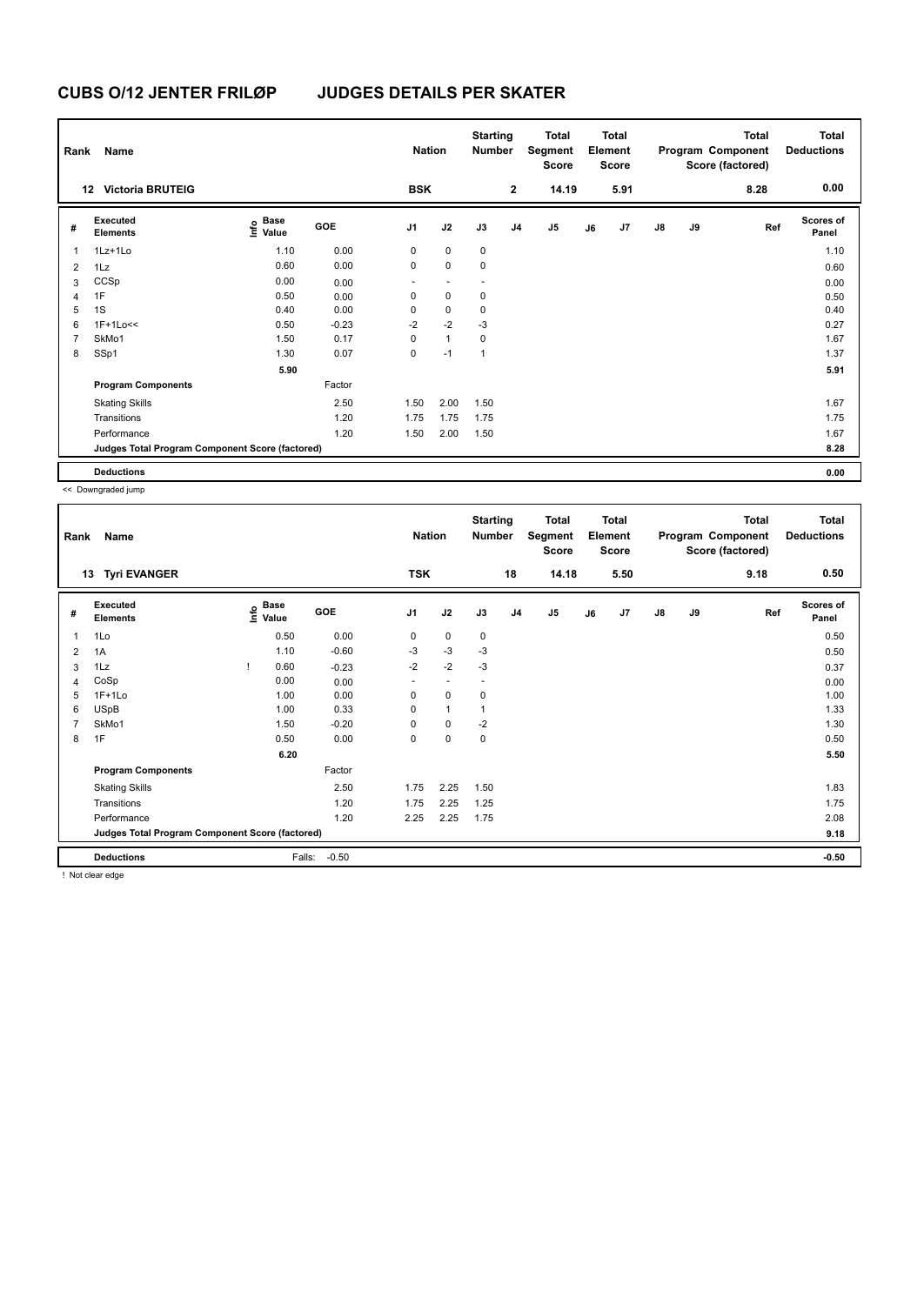# CUBS O/12 JENTER FRILØP JUDGES DETAILS PER SKATER

| Rank | Name | Nation | Starting Number | Total Segment Score | Total Element Score | Total Program Component Score (factored) | Total Deductions |
|---|---|---|---|---|---|---|---|
| 12 | Victoria BRUTEIG | BSK | 2 | 14.19 | 5.91 | 8.28 | 0.00 |

| # | Executed Elements | Info | Base Value | GOE | J1 | J2 | J3 | J4 | J5 | J6 | J7 | J8 | J9 | Ref | Scores of Panel |
|---|---|---|---|---|---|---|---|---|---|---|---|---|---|---|---|
| 1 | 1Lz+1Lo | | 1.10 | 0.00 | 0 | 0 | 0 | | | | | | | | 1.10 |
| 2 | 1Lz | | 0.60 | 0.00 | 0 | 0 | 0 | | | | | | | | 0.60 |
| 3 | CCSp | | 0.00 | 0.00 | - | - | - | | | | | | | | 0.00 |
| 4 | 1F | | 0.50 | 0.00 | 0 | 0 | 0 | | | | | | | | 0.50 |
| 5 | 1S | | 0.40 | 0.00 | 0 | 0 | 0 | | | | | | | | 0.40 |
| 6 | 1F+1Lo<< | | 0.50 | -0.23 | -2 | -2 | -3 | | | | | | | | 0.27 |
| 7 | SkMo1 | | 1.50 | 0.17 | 0 | 1 | 0 | | | | | | | | 1.67 |
| 8 | SSp1 | | 1.30 | 0.07 | 0 | -1 | 1 | | | | | | | | 1.37 |
| | | | 5.90 | | | | | | | | | | | | 5.91 |
| | **Program Components** | | | Factor | | | | | | | | | | | |
| | Skating Skills | | | 2.50 | 1.50 | 2.00 | 1.50 | | | | | | | | 1.67 |
| | Transitions | | | 1.20 | 1.75 | 1.75 | 1.75 | | | | | | | | 1.75 |
| | Performance | | | 1.20 | 1.50 | 2.00 | 1.50 | | | | | | | | 1.67 |
| | **Judges Total Program Component Score (factored)** | | | | | | | | | | | | | | 8.28 |
| | **Deductions** | | | | | | | | | | | | | | 0.00 |

<< Downgraded jump

| Rank | Name | Nation | Starting Number | Total Segment Score | Total Element Score | Total Program Component Score (factored) | Total Deductions |
|---|---|---|---|---|---|---|---|
| 13 | Tyri EVANGER | TSK | 18 | 14.18 | 5.50 | 9.18 | 0.50 |

| # | Executed Elements | Info | Base Value | GOE | J1 | J2 | J3 | J4 | J5 | J6 | J7 | J8 | J9 | Ref | Scores of Panel |
|---|---|---|---|---|---|---|---|---|---|---|---|---|---|---|---|
| 1 | 1Lo | | 0.50 | 0.00 | 0 | 0 | 0 | | | | | | | | 0.50 |
| 2 | 1A | | 1.10 | -0.60 | -3 | -3 | -3 | | | | | | | | 0.50 |
| 3 | 1Lz | ! | 0.60 | -0.23 | -2 | -2 | -3 | | | | | | | | 0.37 |
| 4 | CoSp | | 0.00 | 0.00 | - | - | - | | | | | | | | 0.00 |
| 5 | 1F+1Lo | | 1.00 | 0.00 | 0 | 0 | 0 | | | | | | | | 1.00 |
| 6 | USpB | | 1.00 | 0.33 | 0 | 1 | 1 | | | | | | | | 1.33 |
| 7 | SkMo1 | | 1.50 | -0.20 | 0 | 0 | -2 | | | | | | | | 1.30 |
| 8 | 1F | | 0.50 | 0.00 | 0 | 0 | 0 | | | | | | | | 0.50 |
| | | | 6.20 | | | | | | | | | | | | 5.50 |
| | **Program Components** | | | Factor | | | | | | | | | | | |
| | Skating Skills | | | 2.50 | 1.75 | 2.25 | 1.50 | | | | | | | | 1.83 |
| | Transitions | | | 1.20 | 1.75 | 2.25 | 1.25 | | | | | | | | 1.75 |
| | Performance | | | 1.20 | 2.25 | 2.25 | 1.75 | | | | | | | | 2.08 |
| | **Judges Total Program Component Score (factored)** | | | | | | | | | | | | | | 9.18 |
| | **Deductions** | | Falls: | -0.50 | | | | | | | | | | | -0.50 |

! Not clear edge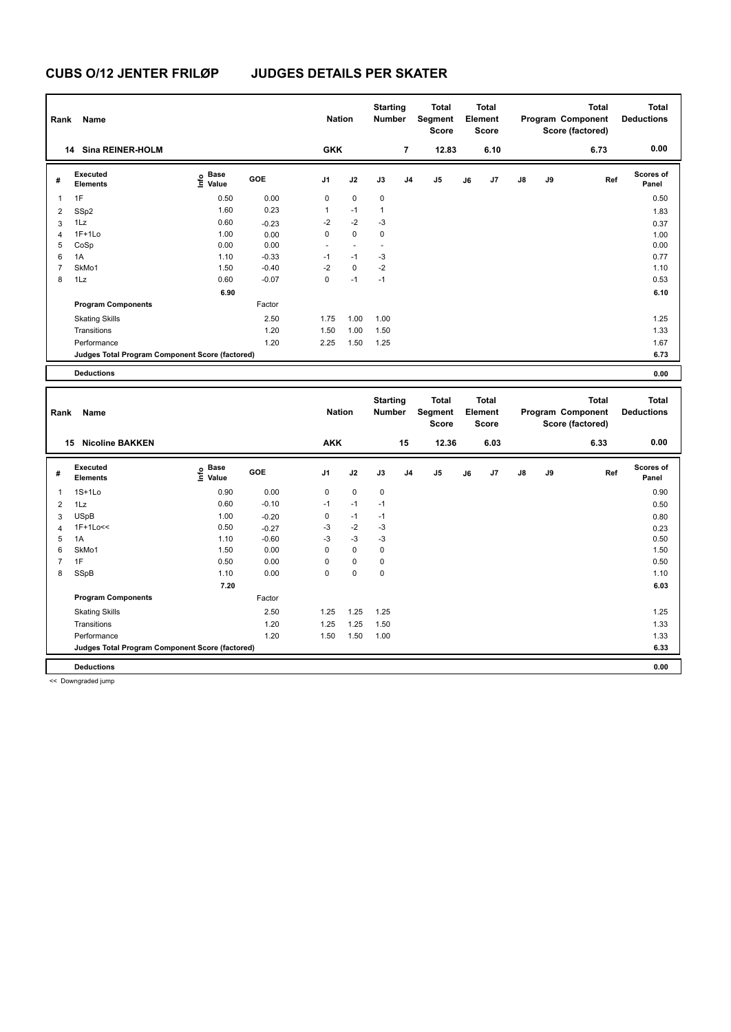# CUBS O/12 JENTER FRILØP JUDGES DETAILS PER SKATER

| Rank | Name | Nation | Starting Number | Total Segment Score | Total Element Score | Total Program Component Score (factored) | Total Deductions |
|---|---|---|---|---|---|---|---|
| 14 | Sina REINER-HOLM | GKK | 7 | 12.83 | 6.10 | 6.73 | 0.00 |

| # | Executed Elements | Info | Base Value | GOE | J1 | J2 | J3 | J4 | J5 | J6 | J7 | J8 | J9 | Ref | Scores of Panel |
|---|---|---|---|---|---|---|---|---|---|---|---|---|---|---|---|
| 1 | 1F | | 0.50 | 0.00 | 0 | 0 | 0 | | | | | | | | 0.50 |
| 2 | SSp2 | | 1.60 | 0.23 | 1 | -1 | 1 | | | | | | | | 1.83 |
| 3 | 1Lz | | 0.60 | -0.23 | -2 | -2 | -3 | | | | | | | | 0.37 |
| 4 | 1F+1Lo | | 1.00 | 0.00 | 0 | 0 | 0 | | | | | | | | 1.00 |
| 5 | CoSp | | 0.00 | 0.00 | - | - | - | | | | | | | | 0.00 |
| 6 | 1A | | 1.10 | -0.33 | -1 | -1 | -3 | | | | | | | | 0.77 |
| 7 | SkMo1 | | 1.50 | -0.40 | -2 | 0 | -2 | | | | | | | | 1.10 |
| 8 | 1Lz | | 0.60 | -0.07 | 0 | -1 | -1 | | | | | | | | 0.53 |
| | | | 6.90 | | | | | | | | | | | | 6.10 |
| | **Program Components** | | | Factor | | | | | | | | | | | |
| | Skating Skills | | | 2.50 | 1.75 | 1.00 | 1.00 | | | | | | | | 1.25 |
| | Transitions | | | 1.20 | 1.50 | 1.00 | 1.50 | | | | | | | | 1.33 |
| | Performance | | | 1.20 | 2.25 | 1.50 | 1.25 | | | | | | | | 1.67 |
| | **Judges Total Program Component Score (factored)** | | | | | | | | | | | | | | 6.73 |
| | **Deductions** | | | | | | | | | | | | | | 0.00 |

| Rank | Name | Nation | Starting Number | Total Segment Score | Total Element Score | Total Program Component Score (factored) | Total Deductions |
|---|---|---|---|---|---|---|---|
| 15 | Nicoline BAKKEN | AKK | 15 | 12.36 | 6.03 | 6.33 | 0.00 |

| # | Executed Elements | Info | Base Value | GOE | J1 | J2 | J3 | J4 | J5 | J6 | J7 | J8 | J9 | Ref | Scores of Panel |
|---|---|---|---|---|---|---|---|---|---|---|---|---|---|---|---|
| 1 | 1S+1Lo | | 0.90 | 0.00 | 0 | 0 | 0 | | | | | | | | 0.90 |
| 2 | 1Lz | | 0.60 | -0.10 | -1 | -1 | -1 | | | | | | | | 0.50 |
| 3 | USpB | | 1.00 | -0.20 | 0 | -1 | -1 | | | | | | | | 0.80 |
| 4 | 1F+1Lo<< | | 0.50 | -0.27 | -3 | -2 | -3 | | | | | | | | 0.23 |
| 5 | 1A | | 1.10 | -0.60 | -3 | -3 | -3 | | | | | | | | 0.50 |
| 6 | SkMo1 | | 1.50 | 0.00 | 0 | 0 | 0 | | | | | | | | 1.50 |
| 7 | 1F | | 0.50 | 0.00 | 0 | 0 | 0 | | | | | | | | 0.50 |
| 8 | SSpB | | 1.10 | 0.00 | 0 | 0 | 0 | | | | | | | | 1.10 |
| | | | 7.20 | | | | | | | | | | | | 6.03 |
| | **Program Components** | | | Factor | | | | | | | | | | | |
| | Skating Skills | | | 2.50 | 1.25 | 1.25 | 1.25 | | | | | | | | 1.25 |
| | Transitions | | | 1.20 | 1.25 | 1.25 | 1.50 | | | | | | | | 1.33 |
| | Performance | | | 1.20 | 1.50 | 1.50 | 1.00 | | | | | | | | 1.33 |
| | **Judges Total Program Component Score (factored)** | | | | | | | | | | | | | | 6.33 |
| | **Deductions** | | | | | | | | | | | | | | 0.00 |

<< Downgraded jump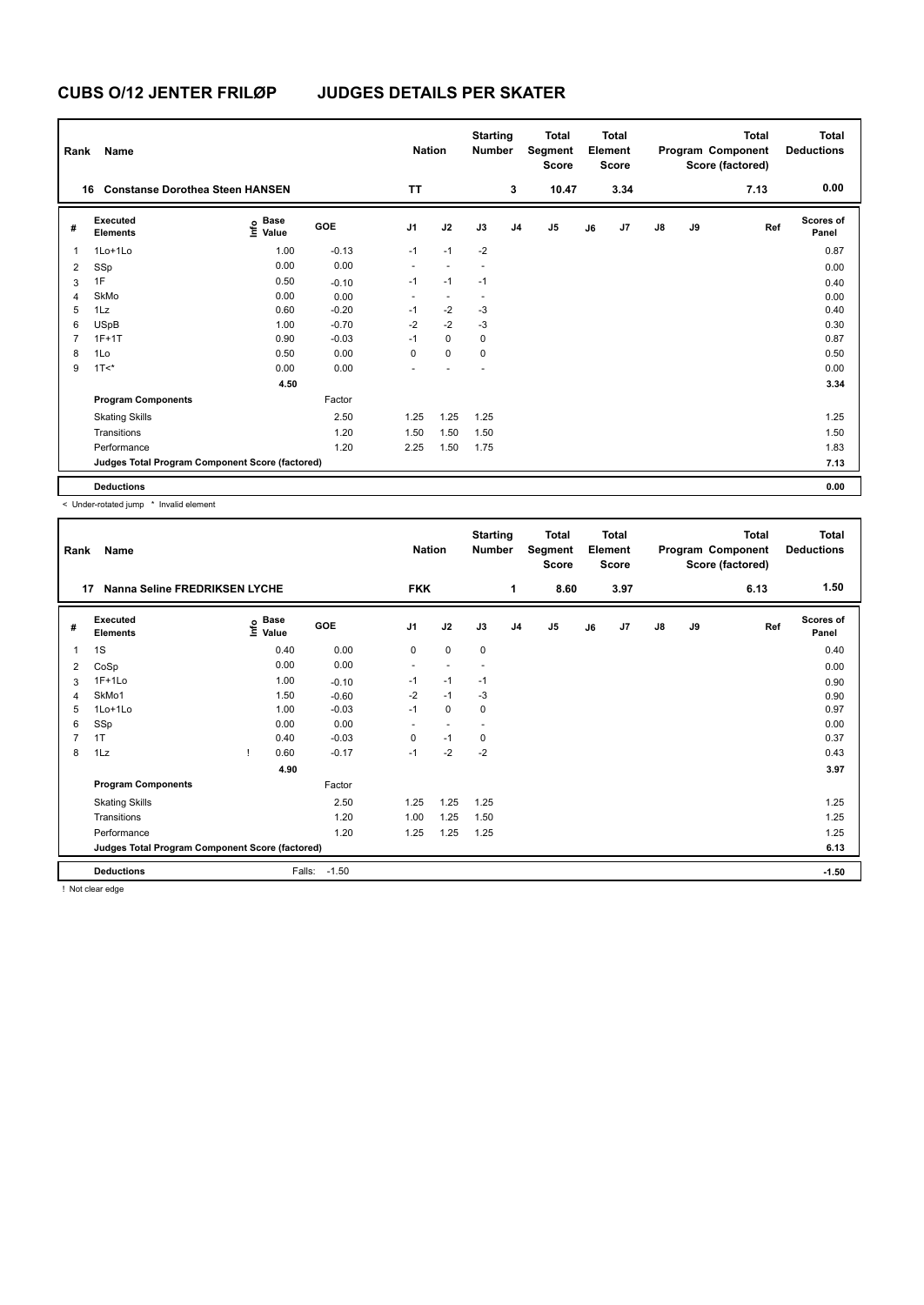# CUBS O/12 JENTER FRILØP JUDGES DETAILS PER SKATER

| Rank | Name | Nation | Starting Number | Total Segment Score | Total Element Score | Total Program Component Score (factored) | Total Deductions |
|---|---|---|---|---|---|---|---|
| 16 | Constanse Dorothea Steen HANSEN | TT | 3 | 10.47 | 3.34 | 7.13 | 0.00 |

| # | Executed Elements | Info | Base Value | GOE | J1 | J2 | J3 | J4 | J5 | J6 | J7 | J8 | J9 | Ref | Scores of Panel |
|---|---|---|---|---|---|---|---|---|---|---|---|---|---|---|---|
| 1 | 1Lo+1Lo | | 1.00 | -0.13 | -1 | -1 | -2 | | | | | | | | 0.87 |
| 2 | SSp | | 0.00 | 0.00 | - | - | - | | | | | | | | 0.00 |
| 3 | 1F | | 0.50 | -0.10 | -1 | -1 | -1 | | | | | | | | 0.40 |
| 4 | SkMo | | 0.00 | 0.00 | - | - | - | | | | | | | | 0.00 |
| 5 | 1Lz | | 0.60 | -0.20 | -1 | -2 | -3 | | | | | | | | 0.40 |
| 6 | USpB | | 1.00 | -0.70 | -2 | -2 | -3 | | | | | | | | 0.30 |
| 7 | 1F+1T | | 0.90 | -0.03 | -1 | 0 | 0 | | | | | | | | 0.87 |
| 8 | 1Lo | | 0.50 | 0.00 | 0 | 0 | 0 | | | | | | | | 0.50 |
| 9 | 1T<* | | 0.00 | 0.00 | - | - | - | | | | | | | | 0.00 |
| | | | 4.50 | | | | | | | | | | | | 3.34 |
| | **Program Components** | | | Factor | | | | | | | | | | | |
| | Skating Skills | | | 2.50 | 1.25 | 1.25 | 1.25 | | | | | | | | 1.25 |
| | Transitions | | | 1.20 | 1.50 | 1.50 | 1.50 | | | | | | | | 1.50 |
| | Performance | | | 1.20 | 2.25 | 1.50 | 1.75 | | | | | | | | 1.83 |
| | **Judges Total Program Component Score (factored)** | | | | | | | | | | | | | | 7.13 |
| | **Deductions** | | | | | | | | | | | | | | 0.00 |

< Under-rotated jump * Invalid element

| Rank | Name | Nation | Starting Number | Total Segment Score | Total Element Score | Total Program Component Score (factored) | Total Deductions |
|---|---|---|---|---|---|---|---|
| 17 | Nanna Seline FREDRIKSEN LYCHE | FKK | 1 | 8.60 | 3.97 | 6.13 | 1.50 |

| # | Executed Elements | Info | Base Value | GOE | J1 | J2 | J3 | J4 | J5 | J6 | J7 | J8 | J9 | Ref | Scores of Panel |
|---|---|---|---|---|---|---|---|---|---|---|---|---|---|---|---|
| 1 | 1S | | 0.40 | 0.00 | 0 | 0 | 0 | | | | | | | | 0.40 |
| 2 | CoSp | | 0.00 | 0.00 | - | - | - | | | | | | | | 0.00 |
| 3 | 1F+1Lo | | 1.00 | -0.10 | -1 | -1 | -1 | | | | | | | | 0.90 |
| 4 | SkMo1 | | 1.50 | -0.60 | -2 | -1 | -3 | | | | | | | | 0.90 |
| 5 | 1Lo+1Lo | | 1.00 | -0.03 | -1 | 0 | 0 | | | | | | | | 0.97 |
| 6 | SSp | | 0.00 | 0.00 | - | - | - | | | | | | | | 0.00 |
| 7 | 1T | | 0.40 | -0.03 | 0 | -1 | 0 | | | | | | | | 0.37 |
| 8 | 1Lz | ! | 0.60 | -0.17 | -1 | -2 | -2 | | | | | | | | 0.43 |
| | | | 4.90 | | | | | | | | | | | | 3.97 |
| | **Program Components** | | | Factor | | | | | | | | | | | |
| | Skating Skills | | | 2.50 | 1.25 | 1.25 | 1.25 | | | | | | | | 1.25 |
| | Transitions | | | 1.20 | 1.00 | 1.25 | 1.50 | | | | | | | | 1.25 |
| | Performance | | | 1.20 | 1.25 | 1.25 | 1.25 | | | | | | | | 1.25 |
| | **Judges Total Program Component Score (factored)** | | | | | | | | | | | | | | 6.13 |
| | **Deductions** | | Falls: | -1.50 | | | | | | | | | | | -1.50 |

! Not clear edge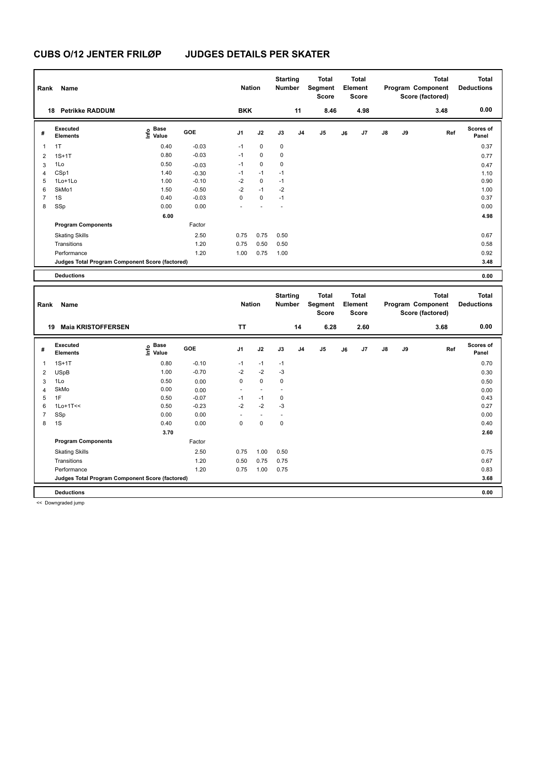# CUBS O/12 JENTER FRILØP JUDGES DETAILS PER SKATER

| Rank | Name | Nation | Starting Number | Total Segment Score | Total Element Score | Total Program Component Score (factored) | Total Deductions |
|---|---|---|---|---|---|---|---|
| 18 | Petrikke RADDUM | BKK | 11 | 8.46 | 4.98 | 3.48 | 0.00 |

| # | Executed Elements | Info | Base Value | GOE | J1 | J2 | J3 | J4 | J5 | J6 | J7 | J8 | J9 | Ref | Scores of Panel |
|---|---|---|---|---|---|---|---|---|---|---|---|---|---|---|---|
| 1 | 1T | | 0.40 | -0.03 | -1 | 0 | 0 | | | | | | | | 0.37 |
| 2 | 1S+1T | | 0.80 | -0.03 | -1 | 0 | 0 | | | | | | | | 0.77 |
| 3 | 1Lo | | 0.50 | -0.03 | -1 | 0 | 0 | | | | | | | | 0.47 |
| 4 | CSp1 | | 1.40 | -0.30 | -1 | -1 | -1 | | | | | | | | 1.10 |
| 5 | 1Lo+1Lo | | 1.00 | -0.10 | -2 | 0 | -1 | | | | | | | | 0.90 |
| 6 | SkMo1 | | 1.50 | -0.50 | -2 | -1 | -2 | | | | | | | | 1.00 |
| 7 | 1S | | 0.40 | -0.03 | 0 | 0 | -1 | | | | | | | | 0.37 |
| 8 | SSp | | 0.00 | 0.00 | - | - | - | | | | | | | | 0.00 |
| | | | 6.00 | | | | | | | | | | | | 4.98 |
| | **Program Components** | | | Factor | | | | | | | | | | | |
| | Skating Skills | | | 2.50 | 0.75 | 0.75 | 0.50 | | | | | | | | 0.67 |
| | Transitions | | | 1.20 | 0.75 | 0.50 | 0.50 | | | | | | | | 0.58 |
| | Performance | | | 1.20 | 1.00 | 0.75 | 1.00 | | | | | | | | 0.92 |
| | **Judges Total Program Component Score (factored)** | | | | | | | | | | | | | | 3.48 |
| | **Deductions** | | | | | | | | | | | | | | 0.00 |

| Rank | Name | Nation | Starting Number | Total Segment Score | Total Element Score | Total Program Component Score (factored) | Total Deductions |
|---|---|---|---|---|---|---|---|
| 19 | Maia KRISTOFFERSEN | TT | 14 | 6.28 | 2.60 | 3.68 | 0.00 |

| # | Executed Elements | Info | Base Value | GOE | J1 | J2 | J3 | J4 | J5 | J6 | J7 | J8 | J9 | Ref | Scores of Panel |
|---|---|---|---|---|---|---|---|---|---|---|---|---|---|---|---|
| 1 | 1S+1T | | 0.80 | -0.10 | -1 | -1 | -1 | | | | | | | | 0.70 |
| 2 | USpB | | 1.00 | -0.70 | -2 | -2 | -3 | | | | | | | | 0.30 |
| 3 | 1Lo | | 0.50 | 0.00 | 0 | 0 | 0 | | | | | | | | 0.50 |
| 4 | SkMo | | 0.00 | 0.00 | - | - | - | | | | | | | | 0.00 |
| 5 | 1F | | 0.50 | -0.07 | -1 | -1 | 0 | | | | | | | | 0.43 |
| 6 | 1Lo+1T<< | | 0.50 | -0.23 | -2 | -2 | -3 | | | | | | | | 0.27 |
| 7 | SSp | | 0.00 | 0.00 | - | - | - | | | | | | | | 0.00 |
| 8 | 1S | | 0.40 | 0.00 | 0 | 0 | 0 | | | | | | | | 0.40 |
| | | | 3.70 | | | | | | | | | | | | 2.60 |
| | **Program Components** | | | Factor | | | | | | | | | | | |
| | Skating Skills | | | 2.50 | 0.75 | 1.00 | 0.50 | | | | | | | | 0.75 |
| | Transitions | | | 1.20 | 0.50 | 0.75 | 0.75 | | | | | | | | 0.67 |
| | Performance | | | 1.20 | 0.75 | 1.00 | 0.75 | | | | | | | | 0.83 |
| | **Judges Total Program Component Score (factored)** | | | | | | | | | | | | | | 3.68 |
| | **Deductions** | | | | | | | | | | | | | | 0.00 |

<< Downgraded jump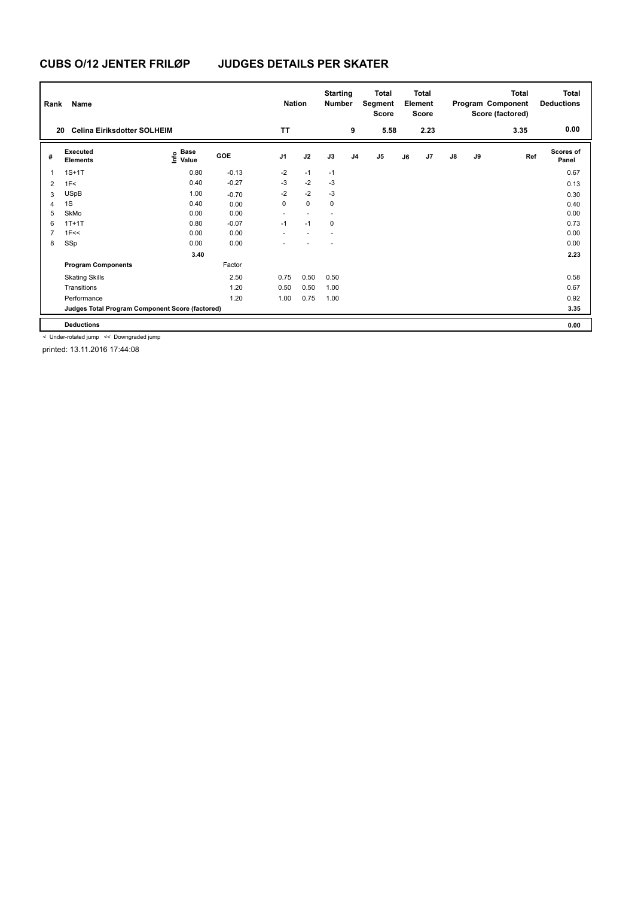# CUBS O/12 JENTER FRILØP JUDGES DETAILS PER SKATER

| Rank | Name | Nation | Starting Number | Total Segment Score | Total Element Score | Total Program Component Score (factored) | Total Deductions |
|---|---|---|---|---|---|---|---|
| 20 | Celina Eiriksdotter SOLHEIM | TT | 9 | 5.58 | 2.23 | 3.35 | 0.00 |

| # | Executed Elements | Info | Base Value | GOE | J1 | J2 | J3 | J4 | J5 | J6 | J7 | J8 | J9 | Ref | Scores of Panel |
|---|---|---|---|---|---|---|---|---|---|---|---|---|---|---|---|
| 1 | 1S+1T | | 0.80 | -0.13 | -2 | -1 | -1 | | | | | | | | 0.67 |
| 2 | 1F< | | 0.40 | -0.27 | -3 | -2 | -3 | | | | | | | | 0.13 |
| 3 | USpB | | 1.00 | -0.70 | -2 | -2 | -3 | | | | | | | | 0.30 |
| 4 | 1S | | 0.40 | 0.00 | 0 | 0 | 0 | | | | | | | | 0.40 |
| 5 | SkMo | | 0.00 | 0.00 | - | - | - | | | | | | | | 0.00 |
| 6 | 1T+1T | | 0.80 | -0.07 | -1 | -1 | 0 | | | | | | | | 0.73 |
| 7 | 1F<< | | 0.00 | 0.00 | - | - | - | | | | | | | | 0.00 |
| 8 | SSp | | 0.00 | 0.00 | - | - | - | | | | | | | | 0.00 |
| | | | 3.40 | | | | | | | | | | | | 2.23 |
| | Program Components | | | Factor | | | | | | | | | | | |
| | Skating Skills | | | 2.50 | 0.75 | 0.50 | 0.50 | | | | | | | | 0.58 |
| | Transitions | | | 1.20 | 0.50 | 0.50 | 1.00 | | | | | | | | 0.67 |
| | Performance | | | 1.20 | 1.00 | 0.75 | 1.00 | | | | | | | | 0.92 |
| | Judges Total Program Component Score (factored) | | | | | | | | | | | | | | 3.35 |
| | Deductions | | | | | | | | | | | | | | 0.00 |

< Under-rotated jump << Downgraded jump

printed: 13.11.2016 17:44:08